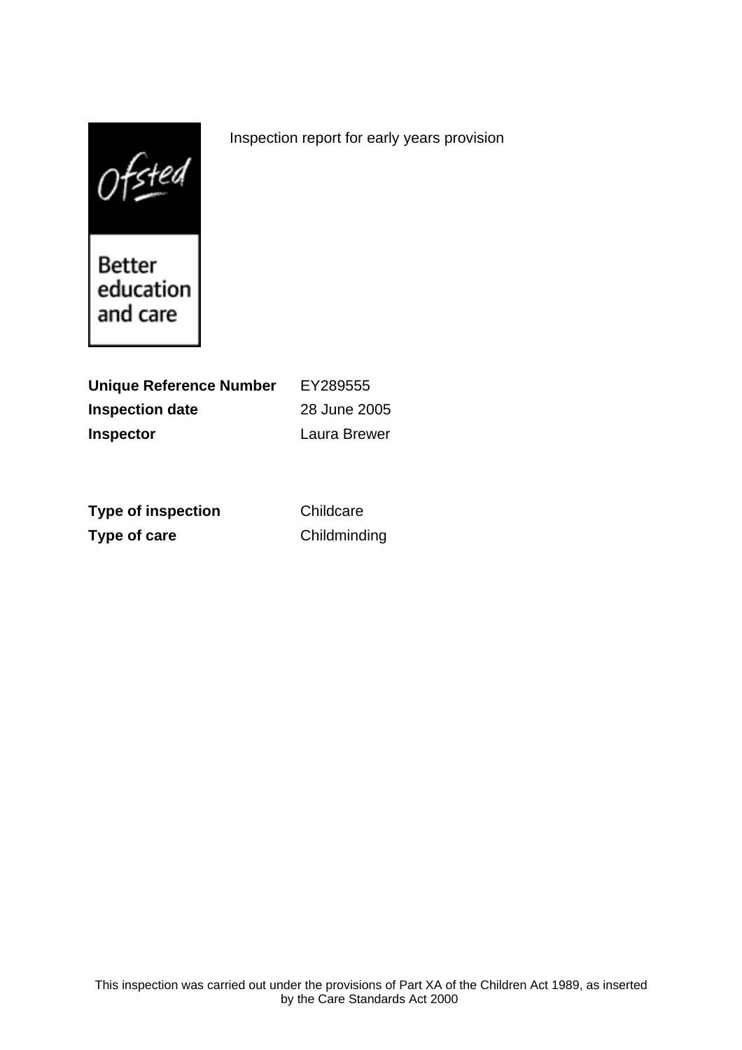Inspection report for early years provision

| | |
|---|---|
| **Unique Reference Number** | EY289555 |
| **Inspection date** | 28 June 2005 |
| **Inspector** | Laura Brewer |

| | |
|---|---|
| **Type of inspection** | Childcare |
| **Type of care** | Childminding |

This inspection was carried out under the provisions of Part XA of the Children Act 1989, as inserted by the Care Standards Act 2000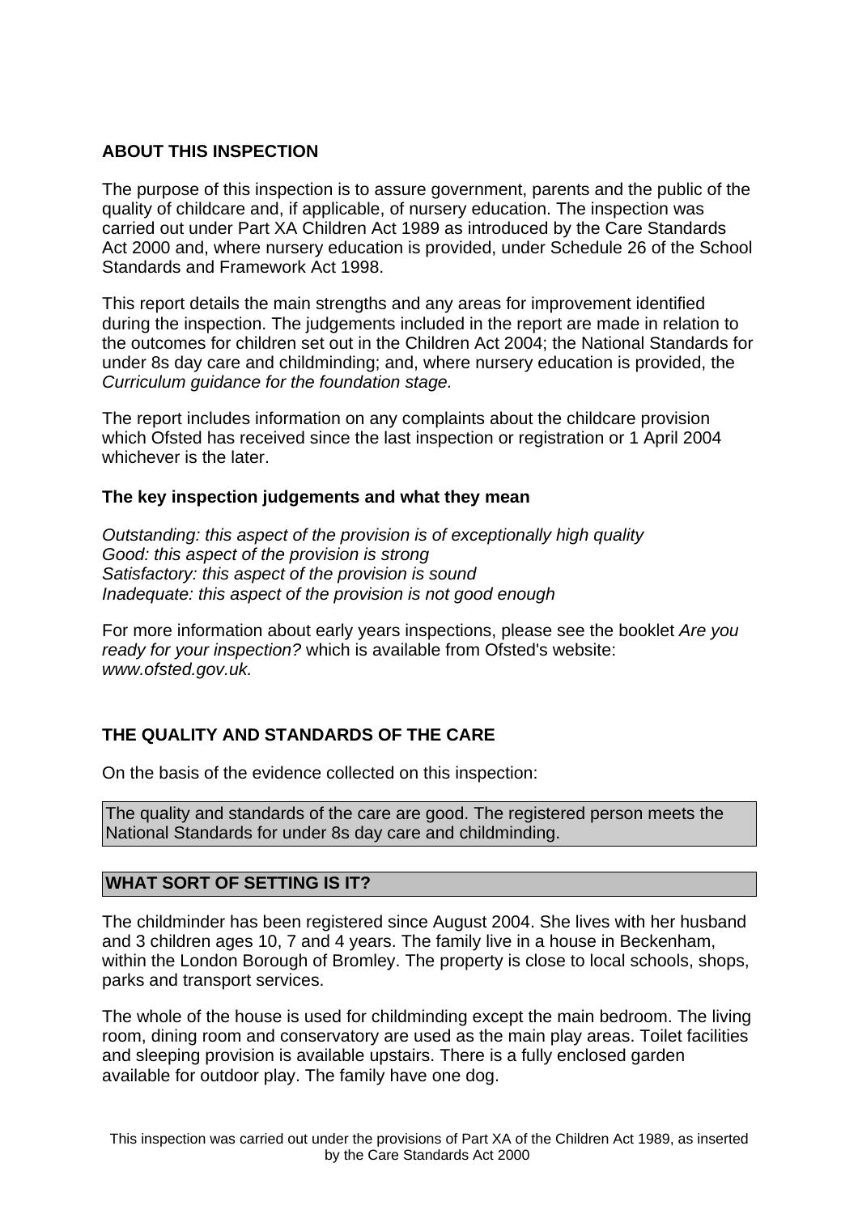## ABOUT THIS INSPECTION

The purpose of this inspection is to assure government, parents and the public of the quality of childcare and, if applicable, of nursery education. The inspection was carried out under Part XA Children Act 1989 as introduced by the Care Standards Act 2000 and, where nursery education is provided, under Schedule 26 of the School Standards and Framework Act 1998.

This report details the main strengths and any areas for improvement identified during the inspection. The judgements included in the report are made in relation to the outcomes for children set out in the Children Act 2004; the National Standards for under 8s day care and childminding; and, where nursery education is provided, the *Curriculum guidance for the foundation stage.*

The report includes information on any complaints about the childcare provision which Ofsted has received since the last inspection or registration or 1 April 2004 whichever is the later.

### The key inspection judgements and what they mean

*Outstanding: this aspect of the provision is of exceptionally high quality*
*Good: this aspect of the provision is strong*
*Satisfactory: this aspect of the provision is sound*
*Inadequate: this aspect of the provision is not good enough*

For more information about early years inspections, please see the booklet *Are you ready for your inspection?* which is available from Ofsted's website: *www.ofsted.gov.uk.*

## THE QUALITY AND STANDARDS OF THE CARE

On the basis of the evidence collected on this inspection:

The quality and standards of the care are good. The registered person meets the National Standards for under 8s day care and childminding.

## WHAT SORT OF SETTING IS IT?

The childminder has been registered since August 2004. She lives with her husband and 3 children ages 10, 7 and 4 years. The family live in a house in Beckenham, within the London Borough of Bromley. The property is close to local schools, shops, parks and transport services.

The whole of the house is used for childminding except the main bedroom. The living room, dining room and conservatory are used as the main play areas. Toilet facilities and sleeping provision is available upstairs. There is a fully enclosed garden available for outdoor play. The family have one dog.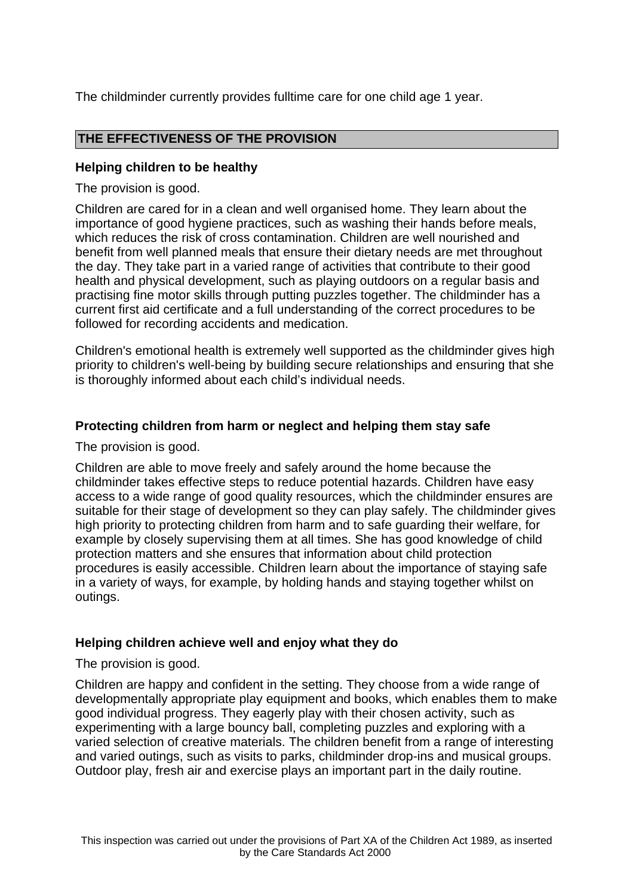The childminder currently provides fulltime care for one child age 1 year.

## THE EFFECTIVENESS OF THE PROVISION

### Helping children to be healthy

The provision is good.

Children are cared for in a clean and well organised home. They learn about the importance of good hygiene practices, such as washing their hands before meals, which reduces the risk of cross contamination. Children are well nourished and benefit from well planned meals that ensure their dietary needs are met throughout the day. They take part in a varied range of activities that contribute to their good health and physical development, such as playing outdoors on a regular basis and practising fine motor skills through putting puzzles together. The childminder has a current first aid certificate and a full understanding of the correct procedures to be followed for recording accidents and medication.

Children's emotional health is extremely well supported as the childminder gives high priority to children's well-being by building secure relationships and ensuring that she is thoroughly informed about each child's individual needs.

### Protecting children from harm or neglect and helping them stay safe

The provision is good.

Children are able to move freely and safely around the home because the childminder takes effective steps to reduce potential hazards. Children have easy access to a wide range of good quality resources, which the childminder ensures are suitable for their stage of development so they can play safely. The childminder gives high priority to protecting children from harm and to safe guarding their welfare, for example by closely supervising them at all times. She has good knowledge of child protection matters and she ensures that information about child protection procedures is easily accessible. Children learn about the importance of staying safe in a variety of ways, for example, by holding hands and staying together whilst on outings.

### Helping children achieve well and enjoy what they do

The provision is good.

Children are happy and confident in the setting. They choose from a wide range of developmentally appropriate play equipment and books, which enables them to make good individual progress. They eagerly play with their chosen activity, such as experimenting with a large bouncy ball, completing puzzles and exploring with a varied selection of creative materials. The children benefit from a range of interesting and varied outings, such as visits to parks, childminder drop-ins and musical groups. Outdoor play, fresh air and exercise plays an important part in the daily routine.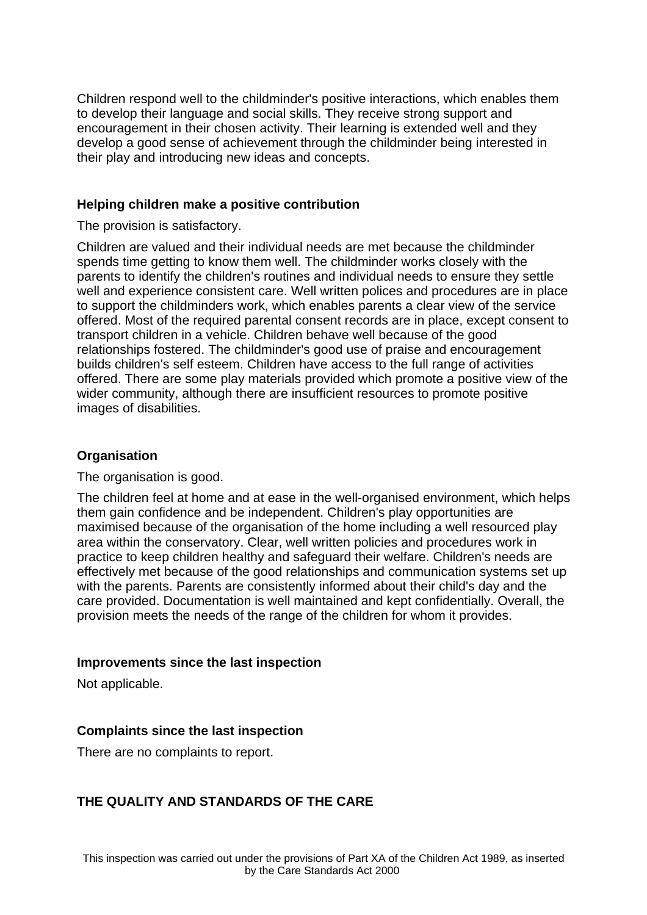Children respond well to the childminder's positive interactions, which enables them to develop their language and social skills. They receive strong support and encouragement in their chosen activity. Their learning is extended well and they develop a good sense of achievement through the childminder being interested in their play and introducing new ideas and concepts.

**Helping children make a positive contribution**

The provision is satisfactory.

Children are valued and their individual needs are met because the childminder spends time getting to know them well. The childminder works closely with the parents to identify the children's routines and individual needs to ensure they settle well and experience consistent care. Well written polices and procedures are in place to support the childminders work, which enables parents a clear view of the service offered. Most of the required parental consent records are in place, except consent to transport children in a vehicle. Children behave well because of the good relationships fostered. The childminder's good use of praise and encouragement builds children's self esteem. Children have access to the full range of activities offered. There are some play materials provided which promote a positive view of the wider community, although there are insufficient resources to promote positive images of disabilities.

**Organisation**

The organisation is good.

The children feel at home and at ease in the well-organised environment, which helps them gain confidence and be independent. Children's play opportunities are maximised because of the organisation of the home including a well resourced play area within the conservatory. Clear, well written policies and procedures work in practice to keep children healthy and safeguard their welfare. Children's needs are effectively met because of the good relationships and communication systems set up with the parents. Parents are consistently informed about their child's day and the care provided. Documentation is well maintained and kept confidentially. Overall, the provision meets the needs of the range of the children for whom it provides.

**Improvements since the last inspection**

Not applicable.

**Complaints since the last inspection**

There are no complaints to report.

**THE QUALITY AND STANDARDS OF THE CARE**

This inspection was carried out under the provisions of Part XA of the Children Act 1989, as inserted by the Care Standards Act 2000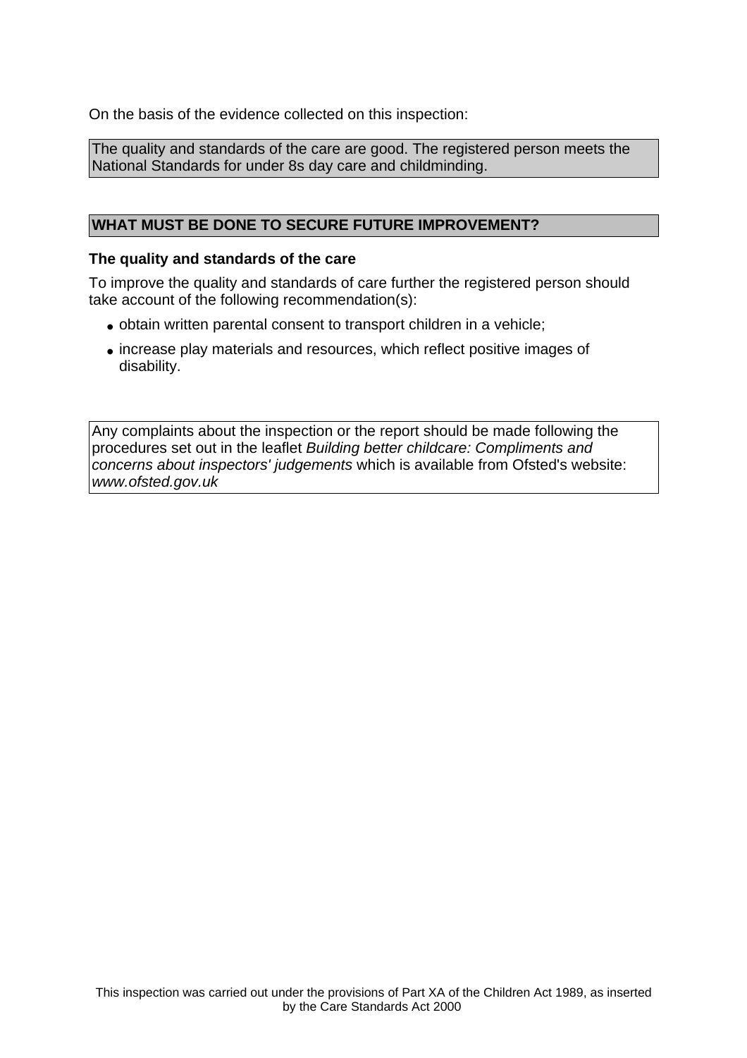On the basis of the evidence collected on this inspection:

The quality and standards of the care are good. The registered person meets the National Standards for under 8s day care and childminding.

## WHAT MUST BE DONE TO SECURE FUTURE IMPROVEMENT?

**The quality and standards of the care**

To improve the quality and standards of care further the registered person should take account of the following recommendation(s):

- obtain written parental consent to transport children in a vehicle;
- increase play materials and resources, which reflect positive images of disability.

Any complaints about the inspection or the report should be made following the procedures set out in the leaflet *Building better childcare: Compliments and concerns about inspectors' judgements* which is available from Ofsted's website: *www.ofsted.gov.uk*

This inspection was carried out under the provisions of Part XA of the Children Act 1989, as inserted by the Care Standards Act 2000